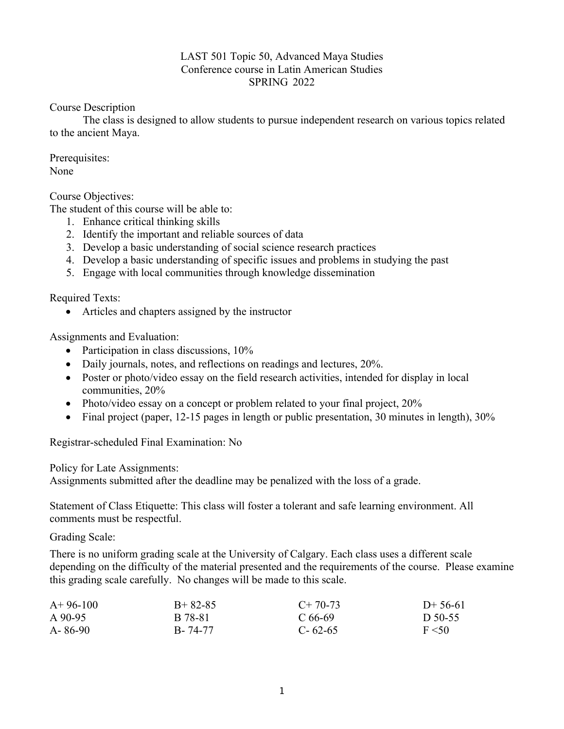# LAST 501 Topic 50, Advanced Maya Studies
## Conference course in Latin American Studies
### SPRING 2022

Course Description

The class is designed to allow students to pursue independent research on various topics related to the ancient Maya.

Prerequisites:
None

Course Objectives:
The student of this course will be able to:

1. Enhance critical thinking skills
2. Identify the important and reliable sources of data
3. Develop a basic understanding of social science research practices
4. Develop a basic understanding of specific issues and problems in studying the past
5. Engage with local communities through knowledge dissemination

Required Texts:

- Articles and chapters assigned by the instructor

Assignments and Evaluation:

- Participation in class discussions, 10%
- Daily journals, notes, and reflections on readings and lectures, 20%.
- Poster or photo/video essay on the field research activities, intended for display in local communities, 20%
- Photo/video essay on a concept or problem related to your final project, 20%
- Final project (paper, 12-15 pages in length or public presentation, 30 minutes in length), 30%

Registrar-scheduled Final Examination: No

Policy for Late Assignments:
Assignments submitted after the deadline may be penalized with the loss of a grade.

Statement of Class Etiquette: This class will foster a tolerant and safe learning environment. All comments must be respectful.

Grading Scale:

There is no uniform grading scale at the University of Calgary. Each class uses a different scale depending on the difficulty of the material presented and the requirements of the course. Please examine this grading scale carefully. No changes will be made to this scale.

| | | | |
|---|---|---|---|
| A+ 96-100 | B+ 82-85 | C+ 70-73 | D+ 56-61 |
| A 90-95 | B 78-81 | C 66-69 | D 50-55 |
| A- 86-90 | B- 74-77 | C- 62-65 | F <50 |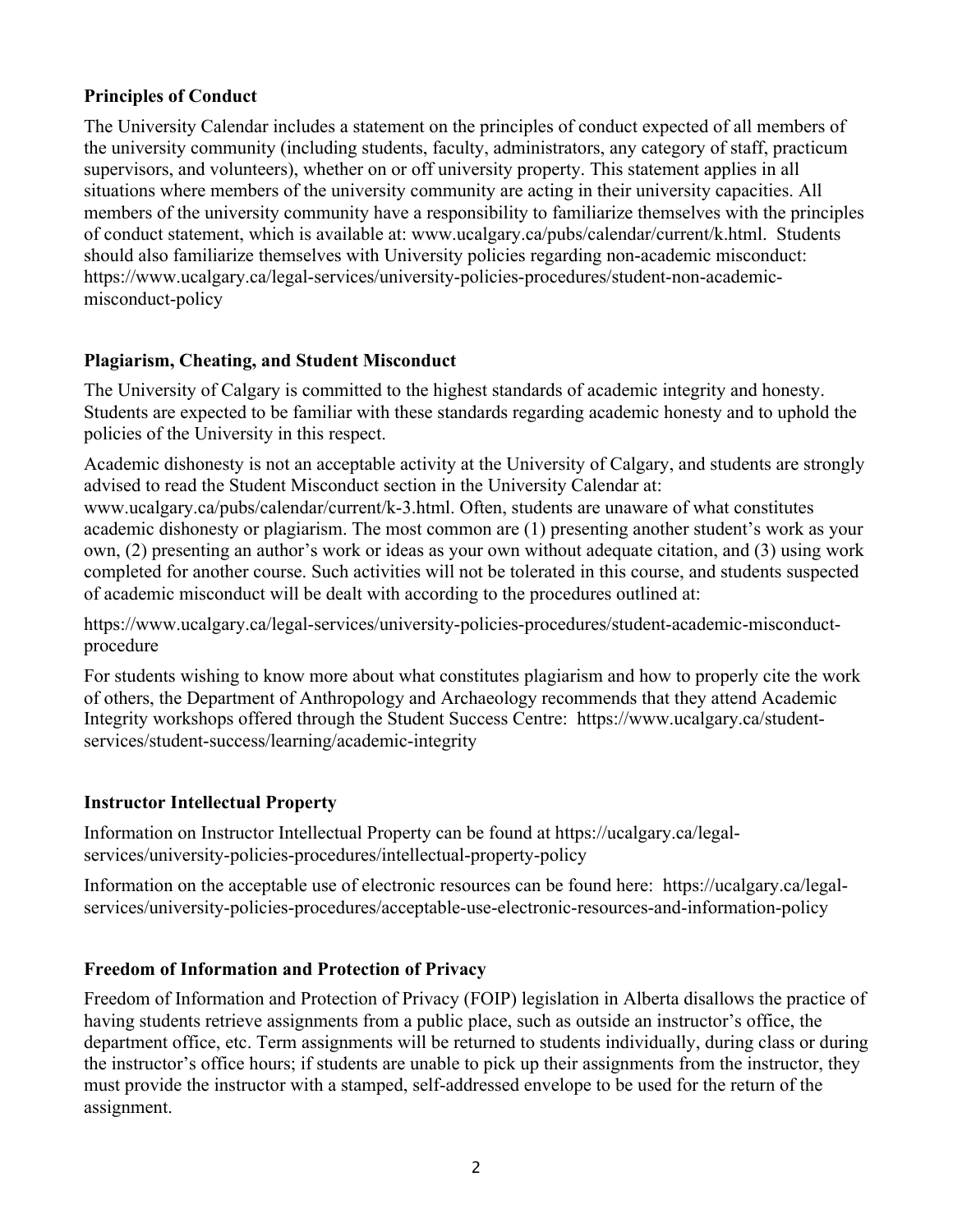**Principles of Conduct**

The University Calendar includes a statement on the principles of conduct expected of all members of the university community (including students, faculty, administrators, any category of staff, practicum supervisors, and volunteers), whether on or off university property. This statement applies in all situations where members of the university community are acting in their university capacities. All members of the university community have a responsibility to familiarize themselves with the principles of conduct statement, which is available at: www.ucalgary.ca/pubs/calendar/current/k.html. Students should also familiarize themselves with University policies regarding non-academic misconduct: https://www.ucalgary.ca/legal-services/university-policies-procedures/student-non-academic-misconduct-policy

**Plagiarism, Cheating, and Student Misconduct**

The University of Calgary is committed to the highest standards of academic integrity and honesty. Students are expected to be familiar with these standards regarding academic honesty and to uphold the policies of the University in this respect.

Academic dishonesty is not an acceptable activity at the University of Calgary, and students are strongly advised to read the Student Misconduct section in the University Calendar at: www.ucalgary.ca/pubs/calendar/current/k-3.html. Often, students are unaware of what constitutes academic dishonesty or plagiarism. The most common are (1) presenting another student's work as your own, (2) presenting an author's work or ideas as your own without adequate citation, and (3) using work completed for another course. Such activities will not be tolerated in this course, and students suspected of academic misconduct will be dealt with according to the procedures outlined at:

https://www.ucalgary.ca/legal-services/university-policies-procedures/student-academic-misconduct-procedure

For students wishing to know more about what constitutes plagiarism and how to properly cite the work of others, the Department of Anthropology and Archaeology recommends that they attend Academic Integrity workshops offered through the Student Success Centre: https://www.ucalgary.ca/student-services/student-success/learning/academic-integrity

**Instructor Intellectual Property**

Information on Instructor Intellectual Property can be found at https://ucalgary.ca/legal-services/university-policies-procedures/intellectual-property-policy

Information on the acceptable use of electronic resources can be found here: https://ucalgary.ca/legal-services/university-policies-procedures/acceptable-use-electronic-resources-and-information-policy

**Freedom of Information and Protection of Privacy**

Freedom of Information and Protection of Privacy (FOIP) legislation in Alberta disallows the practice of having students retrieve assignments from a public place, such as outside an instructor's office, the department office, etc. Term assignments will be returned to students individually, during class or during the instructor's office hours; if students are unable to pick up their assignments from the instructor, they must provide the instructor with a stamped, self-addressed envelope to be used for the return of the assignment.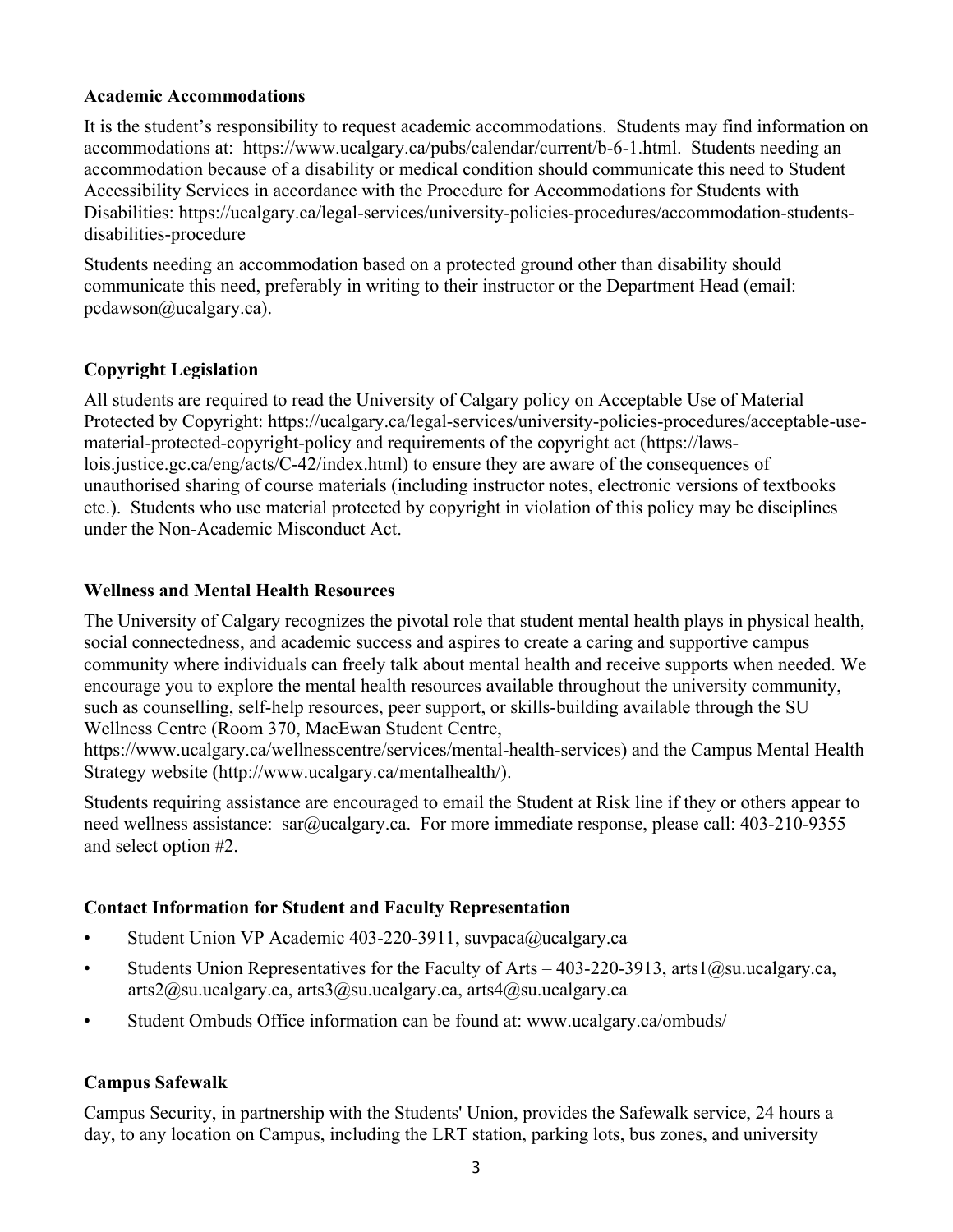**Academic Accommodations**

It is the student's responsibility to request academic accommodations. Students may find information on accommodations at: https://www.ucalgary.ca/pubs/calendar/current/b-6-1.html. Students needing an accommodation because of a disability or medical condition should communicate this need to Student Accessibility Services in accordance with the Procedure for Accommodations for Students with Disabilities: https://ucalgary.ca/legal-services/university-policies-procedures/accommodation-students-disabilities-procedure

Students needing an accommodation based on a protected ground other than disability should communicate this need, preferably in writing to their instructor or the Department Head (email: pcdawson@ucalgary.ca).

**Copyright Legislation**

All students are required to read the University of Calgary policy on Acceptable Use of Material Protected by Copyright: https://ucalgary.ca/legal-services/university-policies-procedures/acceptable-use-material-protected-copyright-policy and requirements of the copyright act (https://laws-lois.justice.gc.ca/eng/acts/C-42/index.html) to ensure they are aware of the consequences of unauthorised sharing of course materials (including instructor notes, electronic versions of textbooks etc.). Students who use material protected by copyright in violation of this policy may be disciplines under the Non-Academic Misconduct Act.

**Wellness and Mental Health Resources**

The University of Calgary recognizes the pivotal role that student mental health plays in physical health, social connectedness, and academic success and aspires to create a caring and supportive campus community where individuals can freely talk about mental health and receive supports when needed. We encourage you to explore the mental health resources available throughout the university community, such as counselling, self-help resources, peer support, or skills-building available through the SU Wellness Centre (Room 370, MacEwan Student Centre, https://www.ucalgary.ca/wellnesscentre/services/mental-health-services) and the Campus Mental Health Strategy website (http://www.ucalgary.ca/mentalhealth/).

Students requiring assistance are encouraged to email the Student at Risk line if they or others appear to need wellness assistance: sar@ucalgary.ca. For more immediate response, please call: 403-210-9355 and select option #2.

**Contact Information for Student and Faculty Representation**

- Student Union VP Academic 403-220-3911, suvpaca@ucalgary.ca
- Students Union Representatives for the Faculty of Arts – 403-220-3913, arts1@su.ucalgary.ca, arts2@su.ucalgary.ca, arts3@su.ucalgary.ca, arts4@su.ucalgary.ca
- Student Ombuds Office information can be found at: www.ucalgary.ca/ombuds/

**Campus Safewalk**

Campus Security, in partnership with the Students' Union, provides the Safewalk service, 24 hours a day, to any location on Campus, including the LRT station, parking lots, bus zones, and university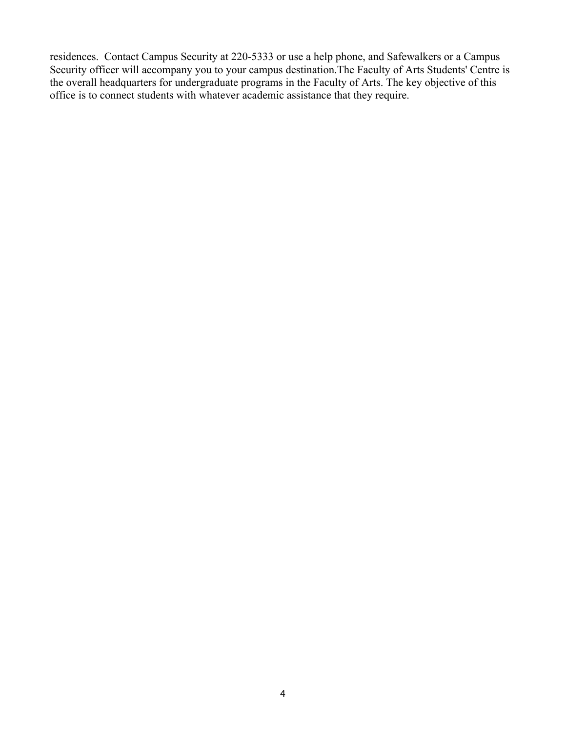residences. Contact Campus Security at 220-5333 or use a help phone, and Safewalkers or a Campus Security officer will accompany you to your campus destination.The Faculty of Arts Students' Centre is the overall headquarters for undergraduate programs in the Faculty of Arts. The key objective of this office is to connect students with whatever academic assistance that they require.